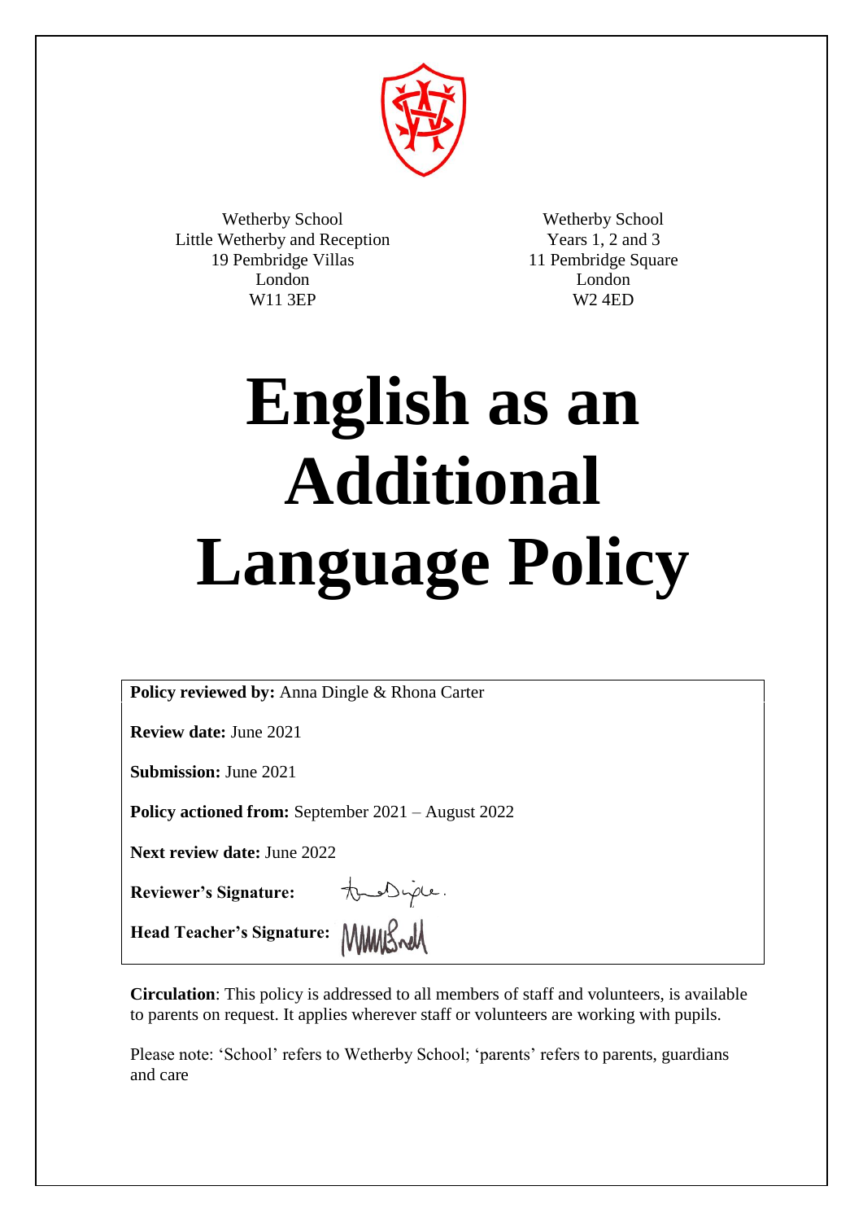Wetherby School
Little Wetherby and Reception
19 Pembridge Villas
London
W11 3EP

Wetherby School
Years 1, 2 and 3
11 Pembridge Square
London
W2 4ED

# English as an Additional Language Policy

**Policy reviewed by:** Anna Dingle & Rhona Carter

**Review date:** June 2021

**Submission:** June 2021

**Policy actioned from:** September 2021 – August 2022

**Next review date:** June 2022

**Reviewer's Signature:**

**Head Teacher's Signature:**

**Circulation**: This policy is addressed to all members of staff and volunteers, is available to parents on request. It applies wherever staff or volunteers are working with pupils.

Please note: 'School' refers to Wetherby School; 'parents' refers to parents, guardians and care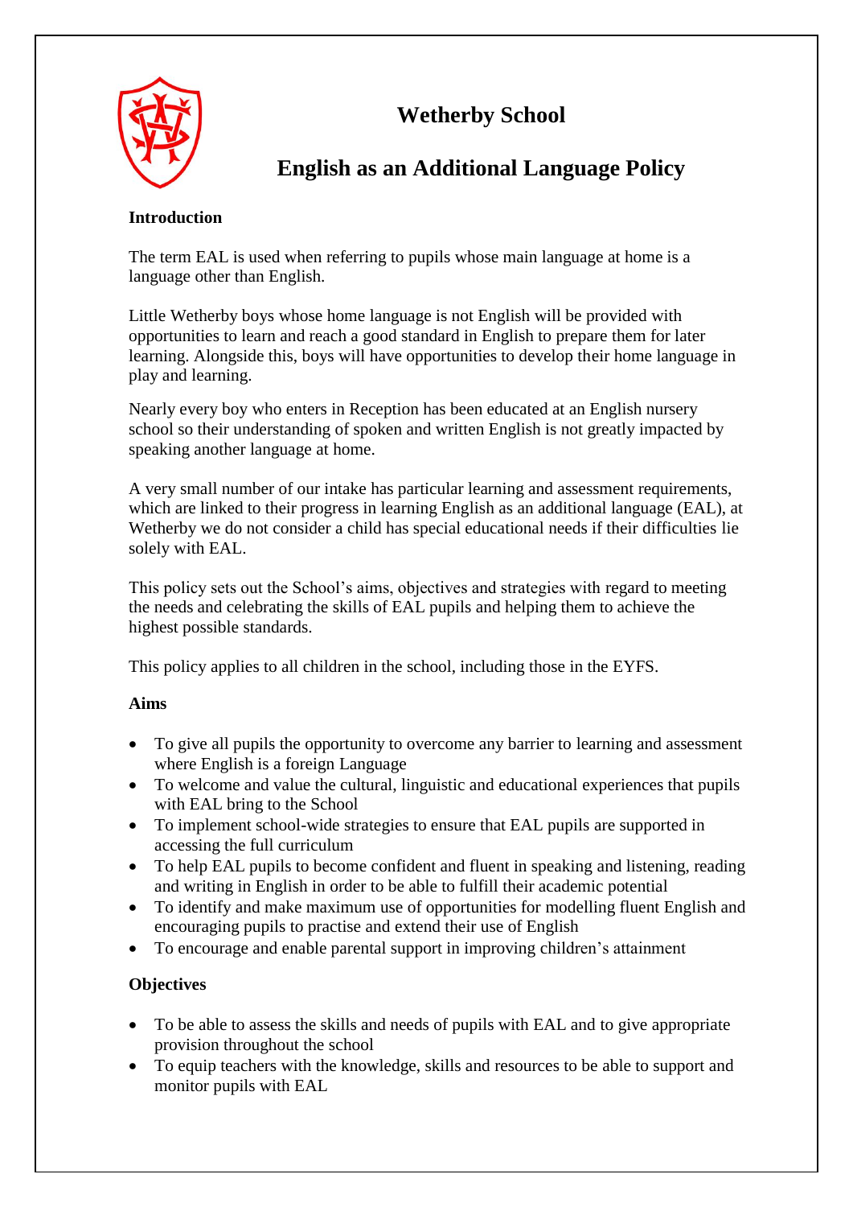# Wetherby School

## English as an Additional Language Policy

**Introduction**

The term EAL is used when referring to pupils whose main language at home is a language other than English.

Little Wetherby boys whose home language is not English will be provided with opportunities to learn and reach a good standard in English to prepare them for later learning. Alongside this, boys will have opportunities to develop their home language in play and learning.

Nearly every boy who enters in Reception has been educated at an English nursery school so their understanding of spoken and written English is not greatly impacted by speaking another language at home.

A very small number of our intake has particular learning and assessment requirements, which are linked to their progress in learning English as an additional language (EAL), at Wetherby we do not consider a child has special educational needs if their difficulties lie solely with EAL.

This policy sets out the School's aims, objectives and strategies with regard to meeting the needs and celebrating the skills of EAL pupils and helping them to achieve the highest possible standards.

This policy applies to all children in the school, including those in the EYFS.

**Aims**

- To give all pupils the opportunity to overcome any barrier to learning and assessment where English is a foreign Language
- To welcome and value the cultural, linguistic and educational experiences that pupils with EAL bring to the School
- To implement school-wide strategies to ensure that EAL pupils are supported in accessing the full curriculum
- To help EAL pupils to become confident and fluent in speaking and listening, reading and writing in English in order to be able to fulfill their academic potential
- To identify and make maximum use of opportunities for modelling fluent English and encouraging pupils to practise and extend their use of English
- To encourage and enable parental support in improving children's attainment

**Objectives**

- To be able to assess the skills and needs of pupils with EAL and to give appropriate provision throughout the school
- To equip teachers with the knowledge, skills and resources to be able to support and monitor pupils with EAL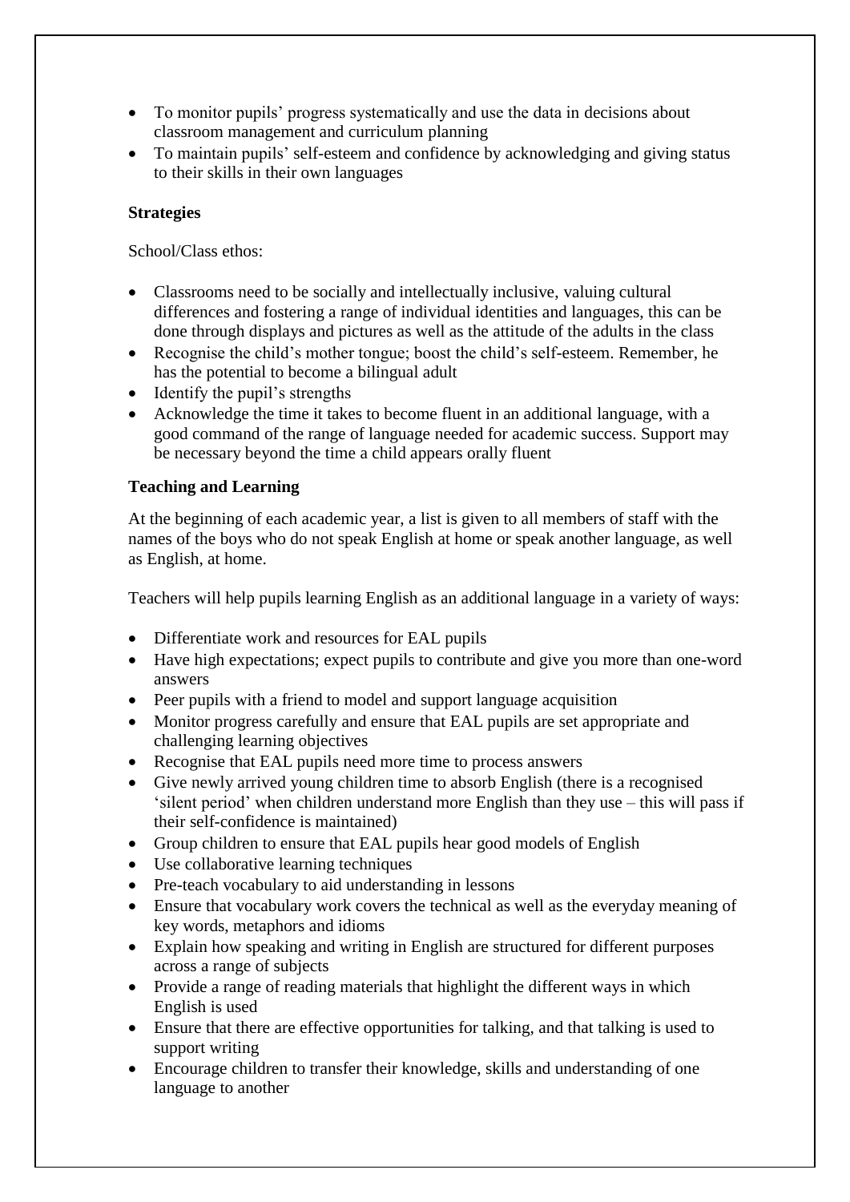- To monitor pupils' progress systematically and use the data in decisions about classroom management and curriculum planning
- To maintain pupils' self-esteem and confidence by acknowledging and giving status to their skills in their own languages

**Strategies**

School/Class ethos:

- Classrooms need to be socially and intellectually inclusive, valuing cultural differences and fostering a range of individual identities and languages, this can be done through displays and pictures as well as the attitude of the adults in the class
- Recognise the child's mother tongue; boost the child's self-esteem. Remember, he has the potential to become a bilingual adult
- Identify the pupil's strengths
- Acknowledge the time it takes to become fluent in an additional language, with a good command of the range of language needed for academic success. Support may be necessary beyond the time a child appears orally fluent

**Teaching and Learning**

At the beginning of each academic year, a list is given to all members of staff with the names of the boys who do not speak English at home or speak another language, as well as English, at home.

Teachers will help pupils learning English as an additional language in a variety of ways:

- Differentiate work and resources for EAL pupils
- Have high expectations; expect pupils to contribute and give you more than one-word answers
- Peer pupils with a friend to model and support language acquisition
- Monitor progress carefully and ensure that EAL pupils are set appropriate and challenging learning objectives
- Recognise that EAL pupils need more time to process answers
- Give newly arrived young children time to absorb English (there is a recognised 'silent period' when children understand more English than they use – this will pass if their self-confidence is maintained)
- Group children to ensure that EAL pupils hear good models of English
- Use collaborative learning techniques
- Pre-teach vocabulary to aid understanding in lessons
- Ensure that vocabulary work covers the technical as well as the everyday meaning of key words, metaphors and idioms
- Explain how speaking and writing in English are structured for different purposes across a range of subjects
- Provide a range of reading materials that highlight the different ways in which English is used
- Ensure that there are effective opportunities for talking, and that talking is used to support writing
- Encourage children to transfer their knowledge, skills and understanding of one language to another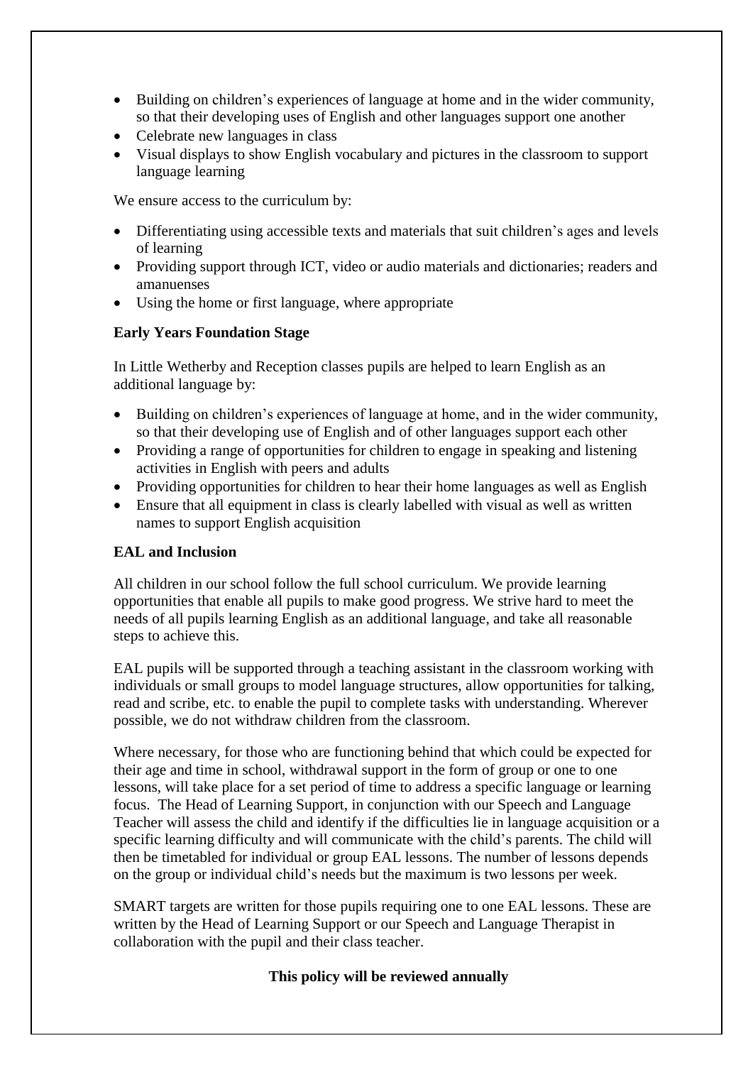- Building on children's experiences of language at home and in the wider community, so that their developing uses of English and other languages support one another
- Celebrate new languages in class
- Visual displays to show English vocabulary and pictures in the classroom to support language learning

We ensure access to the curriculum by:

- Differentiating using accessible texts and materials that suit children's ages and levels of learning
- Providing support through ICT, video or audio materials and dictionaries; readers and amanuenses
- Using the home or first language, where appropriate

**Early Years Foundation Stage**

In Little Wetherby and Reception classes pupils are helped to learn English as an additional language by:

- Building on children's experiences of language at home, and in the wider community, so that their developing use of English and of other languages support each other
- Providing a range of opportunities for children to engage in speaking and listening activities in English with peers and adults
- Providing opportunities for children to hear their home languages as well as English
- Ensure that all equipment in class is clearly labelled with visual as well as written names to support English acquisition

**EAL and Inclusion**

All children in our school follow the full school curriculum. We provide learning opportunities that enable all pupils to make good progress. We strive hard to meet the needs of all pupils learning English as an additional language, and take all reasonable steps to achieve this.

EAL pupils will be supported through a teaching assistant in the classroom working with individuals or small groups to model language structures, allow opportunities for talking, read and scribe, etc. to enable the pupil to complete tasks with understanding. Wherever possible, we do not withdraw children from the classroom.

Where necessary, for those who are functioning behind that which could be expected for their age and time in school, withdrawal support in the form of group or one to one lessons, will take place for a set period of time to address a specific language or learning focus. The Head of Learning Support, in conjunction with our Speech and Language Teacher will assess the child and identify if the difficulties lie in language acquisition or a specific learning difficulty and will communicate with the child's parents. The child will then be timetabled for individual or group EAL lessons. The number of lessons depends on the group or individual child's needs but the maximum is two lessons per week.

SMART targets are written for those pupils requiring one to one EAL lessons. These are written by the Head of Learning Support or our Speech and Language Therapist in collaboration with the pupil and their class teacher.

**This policy will be reviewed annually**